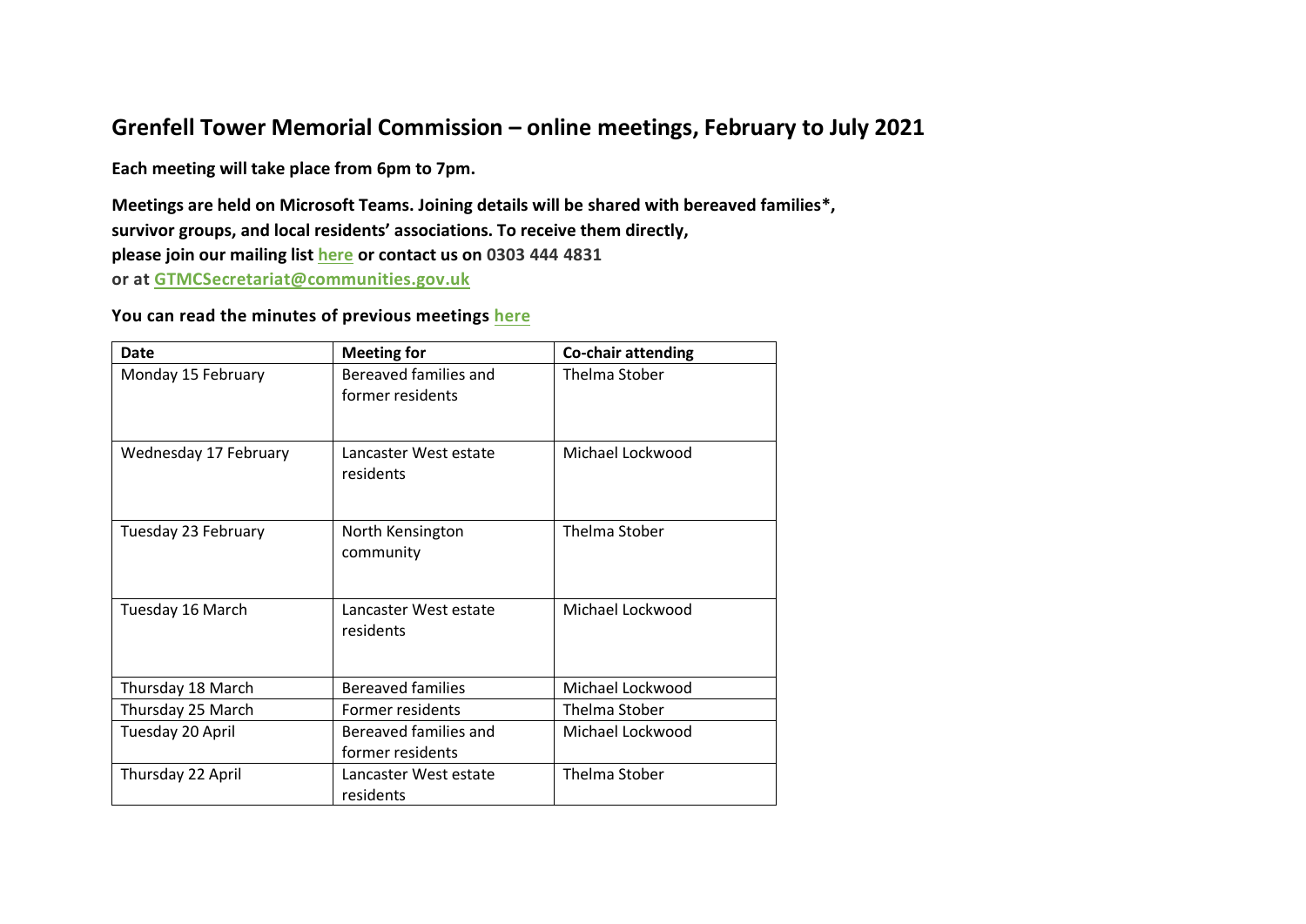# Grenfell Tower Memorial Commission – online meetings, February to July 2021

**Each meeting will take place from 6pm to 7pm.**

**Meetings are held on Microsoft Teams. Joining details will be shared with bereaved families*, survivor groups, and local residents' associations. To receive them directly, please join our mailing list here or contact us on 0303 444 4831 or at GTMCSecretariat@communities.gov.uk**

**You can read the minutes of previous meetings here**

| Date | Meeting for | Co-chair attending |
|---|---|---|
| Monday 15 February | Bereaved families and former residents | Thelma Stober |
| Wednesday 17 February | Lancaster West estate residents | Michael Lockwood |
| Tuesday 23 February | North Kensington community | Thelma Stober |
| Tuesday 16 March | Lancaster West estate residents | Michael Lockwood |
| Thursday 18 March | Bereaved families | Michael Lockwood |
| Thursday 25 March | Former residents | Thelma Stober |
| Tuesday 20 April | Bereaved families and former residents | Michael Lockwood |
| Thursday 22 April | Lancaster West estate residents | Thelma Stober |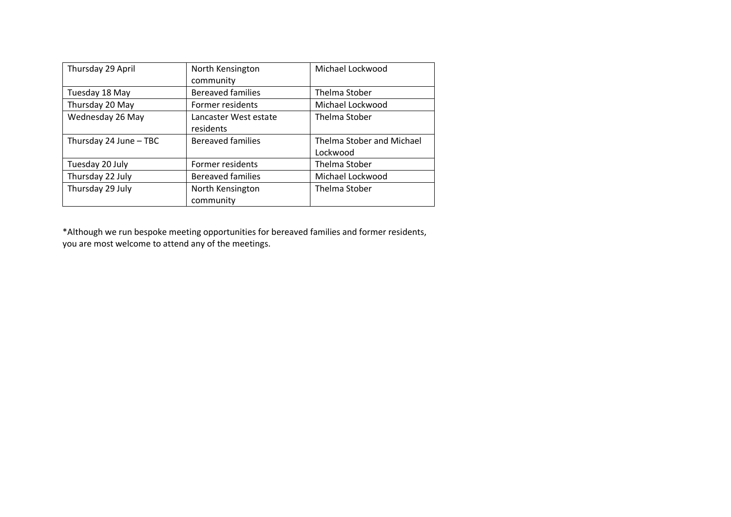| | | |
|---|---|---|
| Thursday 29 April | North Kensington community | Michael Lockwood |
| Tuesday 18 May | Bereaved families | Thelma Stober |
| Thursday 20 May | Former residents | Michael Lockwood |
| Wednesday 26 May | Lancaster West estate residents | Thelma Stober |
| Thursday 24 June – TBC | Bereaved families | Thelma Stober and Michael Lockwood |
| Tuesday 20 July | Former residents | Thelma Stober |
| Thursday 22 July | Bereaved families | Michael Lockwood |
| Thursday 29 July | North Kensington community | Thelma Stober |

*Although we run bespoke meeting opportunities for bereaved families and former residents, you are most welcome to attend any of the meetings.